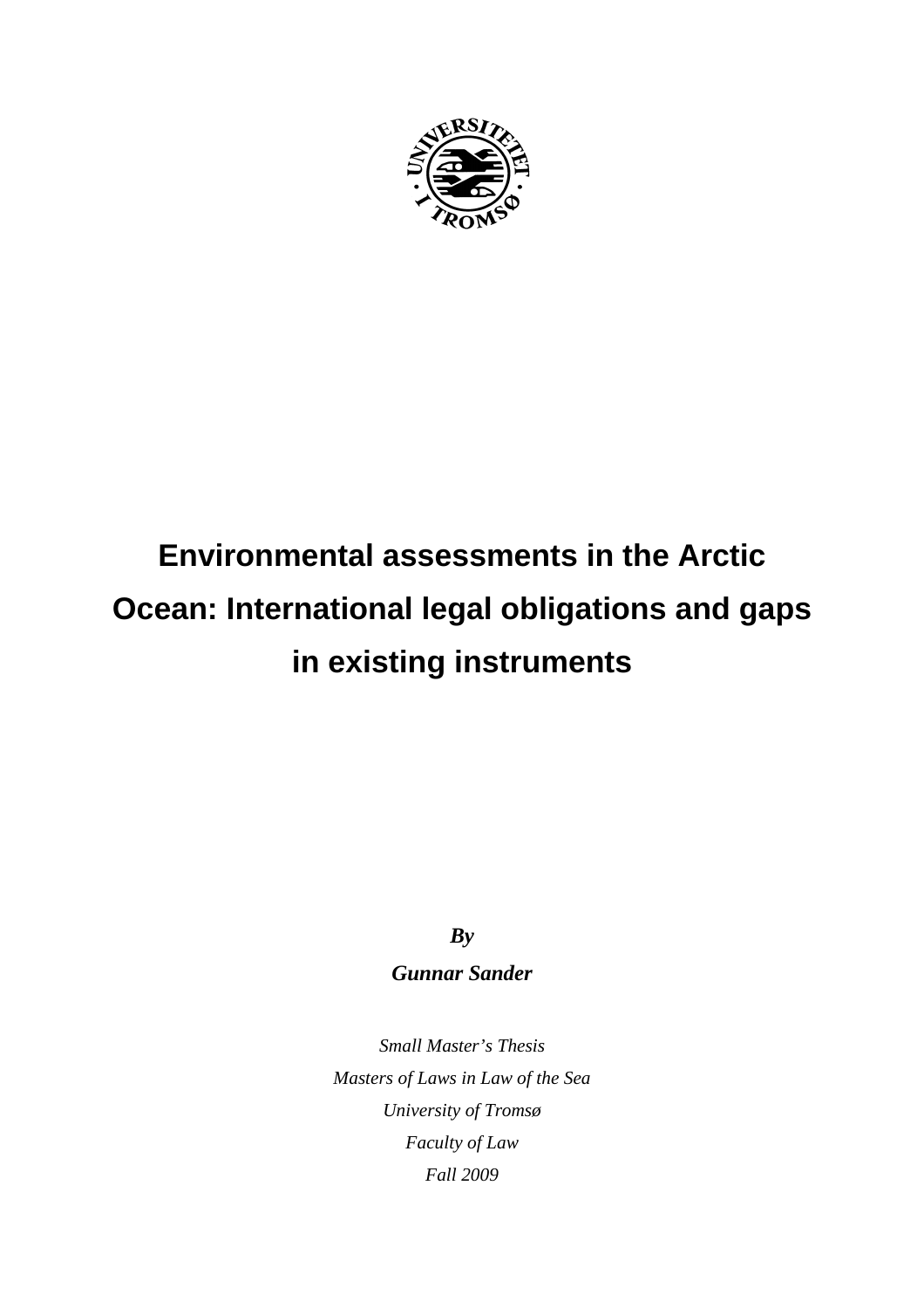# Environmental assessments in the Arctic Ocean: International legal obligations and gaps in existing instruments

***By***

***Gunnar Sander***

*Small Master's Thesis*

*Masters of Laws in Law of the Sea*

*University of Tromsø*

*Faculty of Law*

*Fall 2009*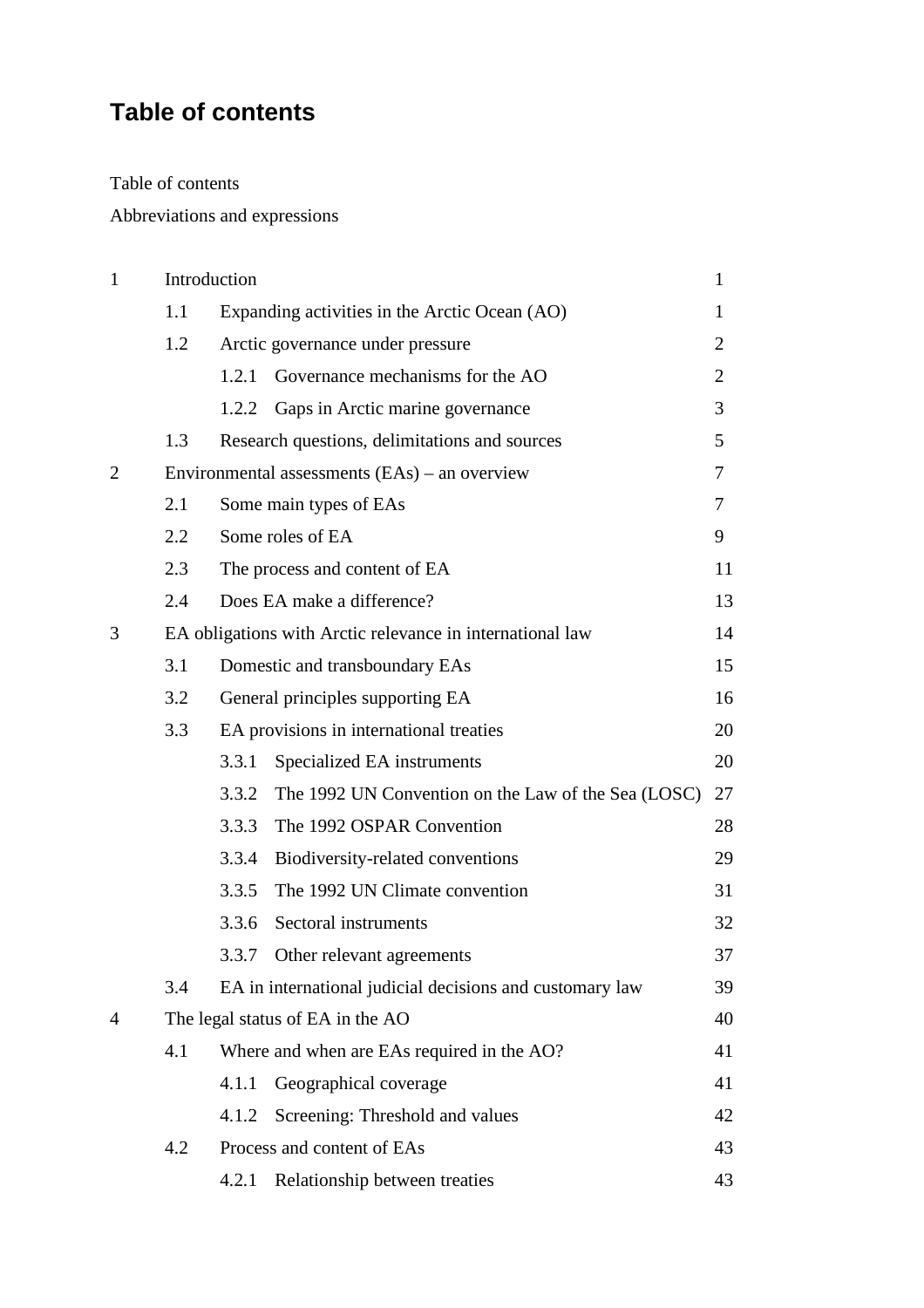# Table of contents

Table of contents

Abbreviations and expressions

| | | | |
|---|---|---|---|
| 1 | Introduction | | 1 |
| | 1.1 | Expanding activities in the Arctic Ocean (AO) | 1 |
| | 1.2 | Arctic governance under pressure | 2 |
| | | 1.2.1 Governance mechanisms for the AO | 2 |
| | | 1.2.2 Gaps in Arctic marine governance | 3 |
| | 1.3 | Research questions, delimitations and sources | 5 |
| 2 | Environmental assessments (EAs) – an overview | | 7 |
| | 2.1 | Some main types of EAs | 7 |
| | 2.2 | Some roles of EA | 9 |
| | 2.3 | The process and content of EA | 11 |
| | 2.4 | Does EA make a difference? | 13 |
| 3 | EA obligations with Arctic relevance in international law | | 14 |
| | 3.1 | Domestic and transboundary EAs | 15 |
| | 3.2 | General principles supporting EA | 16 |
| | 3.3 | EA provisions in international treaties | 20 |
| | | 3.3.1 Specialized EA instruments | 20 |
| | | 3.3.2 The 1992 UN Convention on the Law of the Sea (LOSC) | 27 |
| | | 3.3.3 The 1992 OSPAR Convention | 28 |
| | | 3.3.4 Biodiversity-related conventions | 29 |
| | | 3.3.5 The 1992 UN Climate convention | 31 |
| | | 3.3.6 Sectoral instruments | 32 |
| | | 3.3.7 Other relevant agreements | 37 |
| | 3.4 | EA in international judicial decisions and customary law | 39 |
| 4 | The legal status of EA in the AO | | 40 |
| | 4.1 | Where and when are EAs required in the AO? | 41 |
| | | 4.1.1 Geographical coverage | 41 |
| | | 4.1.2 Screening: Threshold and values | 42 |
| | 4.2 | Process and content of EAs | 43 |
| | | 4.2.1 Relationship between treaties | 43 |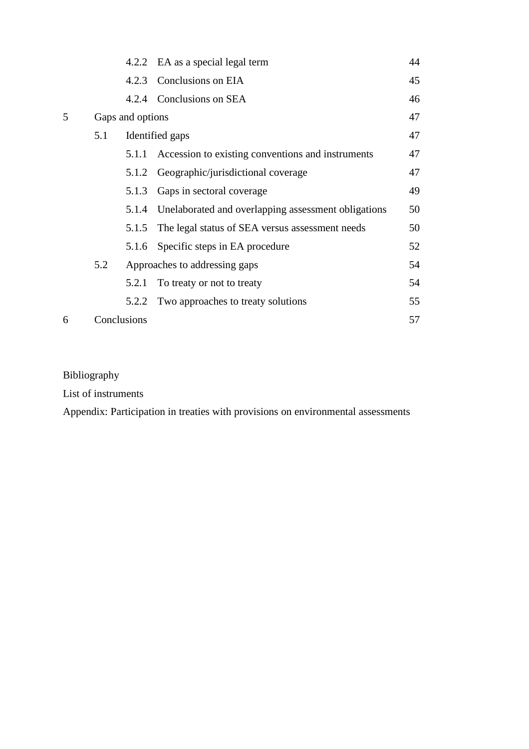| | | | |
|---|---|---|---|
| | 4.2.2 | EA as a special legal term | 44 |
| | 4.2.3 | Conclusions on EIA | 45 |
| | 4.2.4 | Conclusions on SEA | 46 |
| 5 | | Gaps and options | 47 |
| | 5.1 | Identified gaps | 47 |
| | 5.1.1 | Accession to existing conventions and instruments | 47 |
| | 5.1.2 | Geographic/jurisdictional coverage | 47 |
| | 5.1.3 | Gaps in sectoral coverage | 49 |
| | 5.1.4 | Unelaborated and overlapping assessment obligations | 50 |
| | 5.1.5 | The legal status of SEA versus assessment needs | 50 |
| | 5.1.6 | Specific steps in EA procedure | 52 |
| | 5.2 | Approaches to addressing gaps | 54 |
| | 5.2.1 | To treaty or not to treaty | 54 |
| | 5.2.2 | Two approaches to treaty solutions | 55 |
| 6 | | Conclusions | 57 |

Bibliography

List of instruments

Appendix: Participation in treaties with provisions on environmental assessments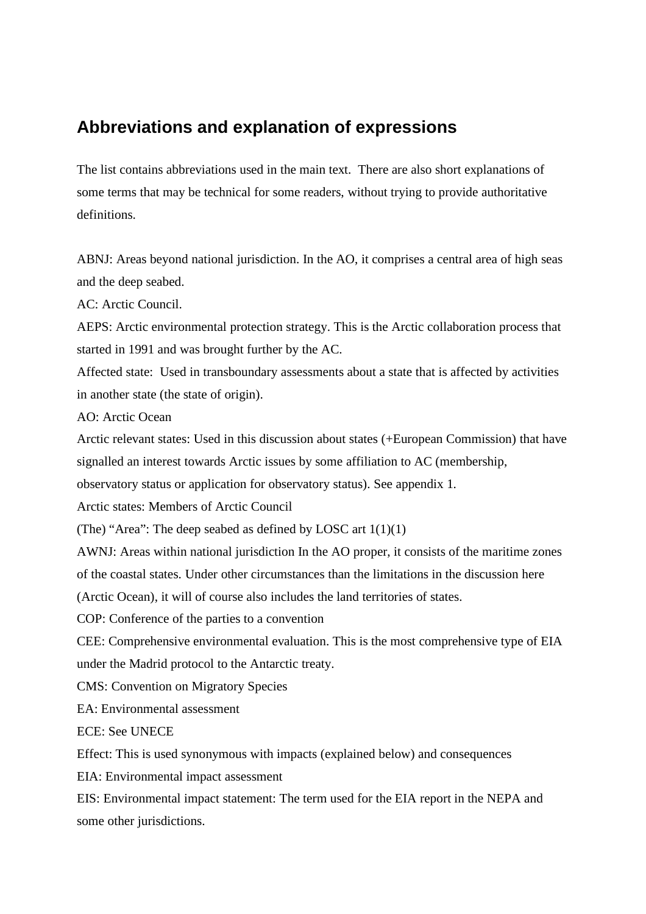## Abbreviations and explanation of expressions

The list contains abbreviations used in the main text. There are also short explanations of some terms that may be technical for some readers, without trying to provide authoritative definitions.

ABNJ: Areas beyond national jurisdiction. In the AO, it comprises a central area of high seas and the deep seabed.

AC: Arctic Council.

AEPS: Arctic environmental protection strategy. This is the Arctic collaboration process that started in 1991 and was brought further by the AC.

Affected state: Used in transboundary assessments about a state that is affected by activities in another state (the state of origin).

AO: Arctic Ocean

Arctic relevant states: Used in this discussion about states (+European Commission) that have signalled an interest towards Arctic issues by some affiliation to AC (membership, observatory status or application for observatory status). See appendix 1.

Arctic states: Members of Arctic Council

(The) "Area": The deep seabed as defined by LOSC art 1(1)(1)

AWNJ: Areas within national jurisdiction In the AO proper, it consists of the maritime zones of the coastal states. Under other circumstances than the limitations in the discussion here (Arctic Ocean), it will of course also includes the land territories of states.

COP: Conference of the parties to a convention

CEE: Comprehensive environmental evaluation. This is the most comprehensive type of EIA under the Madrid protocol to the Antarctic treaty.

CMS: Convention on Migratory Species

EA: Environmental assessment

ECE: See UNECE

Effect: This is used synonymous with impacts (explained below) and consequences

EIA: Environmental impact assessment

EIS: Environmental impact statement: The term used for the EIA report in the NEPA and some other jurisdictions.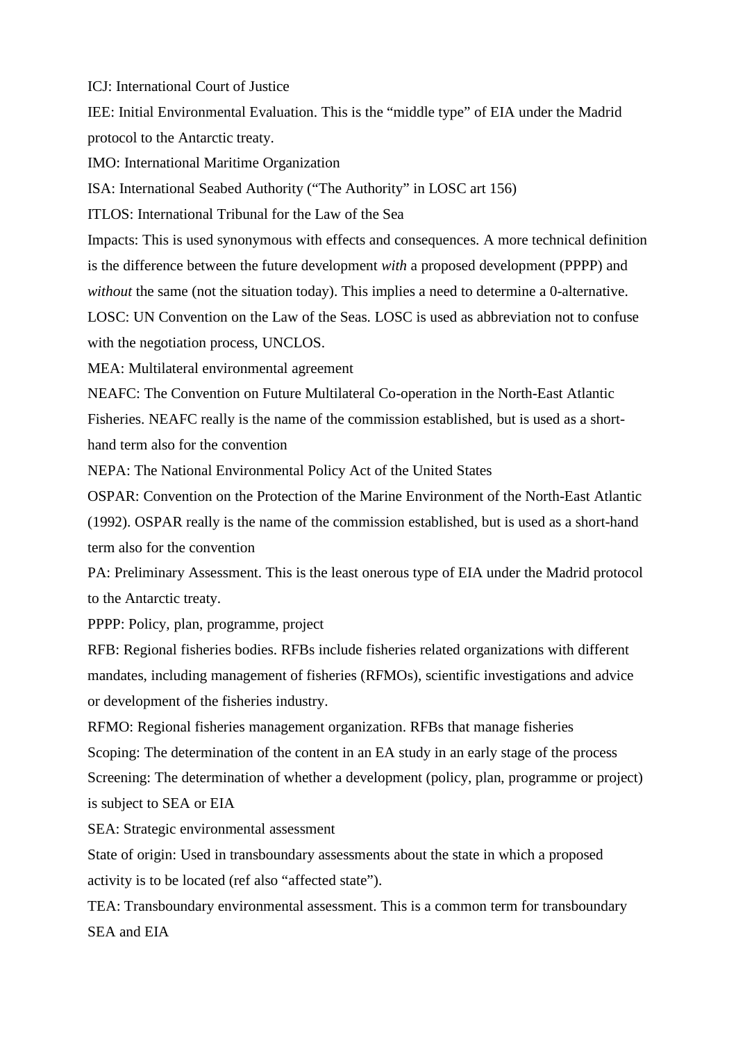ICJ: International Court of Justice

IEE: Initial Environmental Evaluation. This is the "middle type" of EIA under the Madrid protocol to the Antarctic treaty.

IMO: International Maritime Organization

ISA: International Seabed Authority ("The Authority" in LOSC art 156)

ITLOS: International Tribunal for the Law of the Sea

Impacts: This is used synonymous with effects and consequences. A more technical definition is the difference between the future development *with* a proposed development (PPPP) and *without* the same (not the situation today). This implies a need to determine a 0-alternative.

LOSC: UN Convention on the Law of the Seas. LOSC is used as abbreviation not to confuse with the negotiation process, UNCLOS.

MEA: Multilateral environmental agreement

NEAFC: The Convention on Future Multilateral Co-operation in the North-East Atlantic Fisheries. NEAFC really is the name of the commission established, but is used as a short-hand term also for the convention

NEPA: The National Environmental Policy Act of the United States

OSPAR: Convention on the Protection of the Marine Environment of the North-East Atlantic (1992). OSPAR really is the name of the commission established, but is used as a short-hand term also for the convention

PA: Preliminary Assessment. This is the least onerous type of EIA under the Madrid protocol to the Antarctic treaty.

PPPP: Policy, plan, programme, project

RFB: Regional fisheries bodies. RFBs include fisheries related organizations with different mandates, including management of fisheries (RFMOs), scientific investigations and advice or development of the fisheries industry.

RFMO: Regional fisheries management organization. RFBs that manage fisheries

Scoping: The determination of the content in an EA study in an early stage of the process

Screening: The determination of whether a development (policy, plan, programme or project) is subject to SEA or EIA

SEA: Strategic environmental assessment

State of origin: Used in transboundary assessments about the state in which a proposed activity is to be located (ref also "affected state").

TEA: Transboundary environmental assessment. This is a common term for transboundary SEA and EIA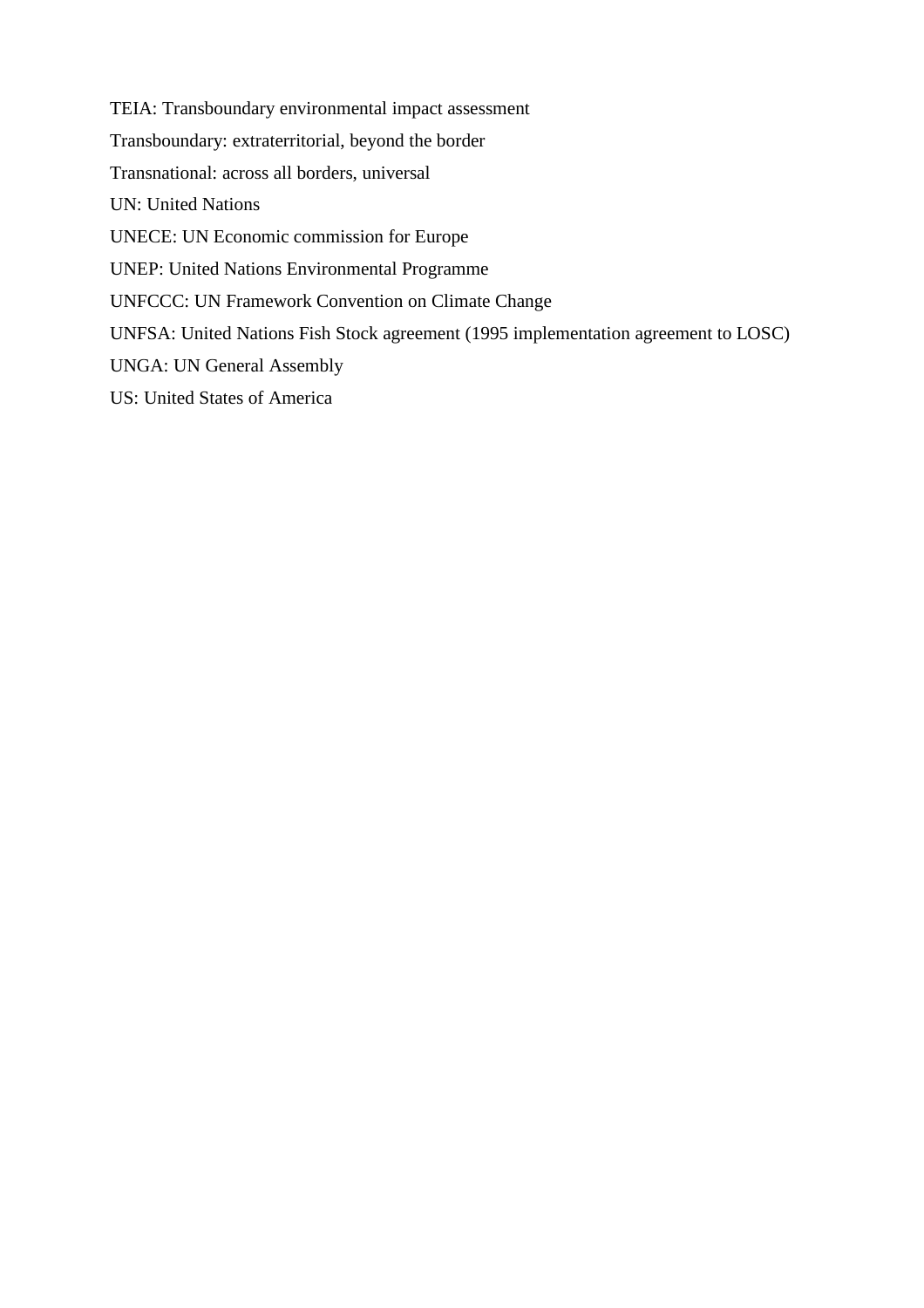TEIA: Transboundary environmental impact assessment

Transboundary: extraterritorial, beyond the border

Transnational: across all borders, universal

UN: United Nations

UNECE: UN Economic commission for Europe

UNEP: United Nations Environmental Programme

UNFCCC: UN Framework Convention on Climate Change

UNFSA: United Nations Fish Stock agreement (1995 implementation agreement to LOSC)

UNGA: UN General Assembly

US: United States of America